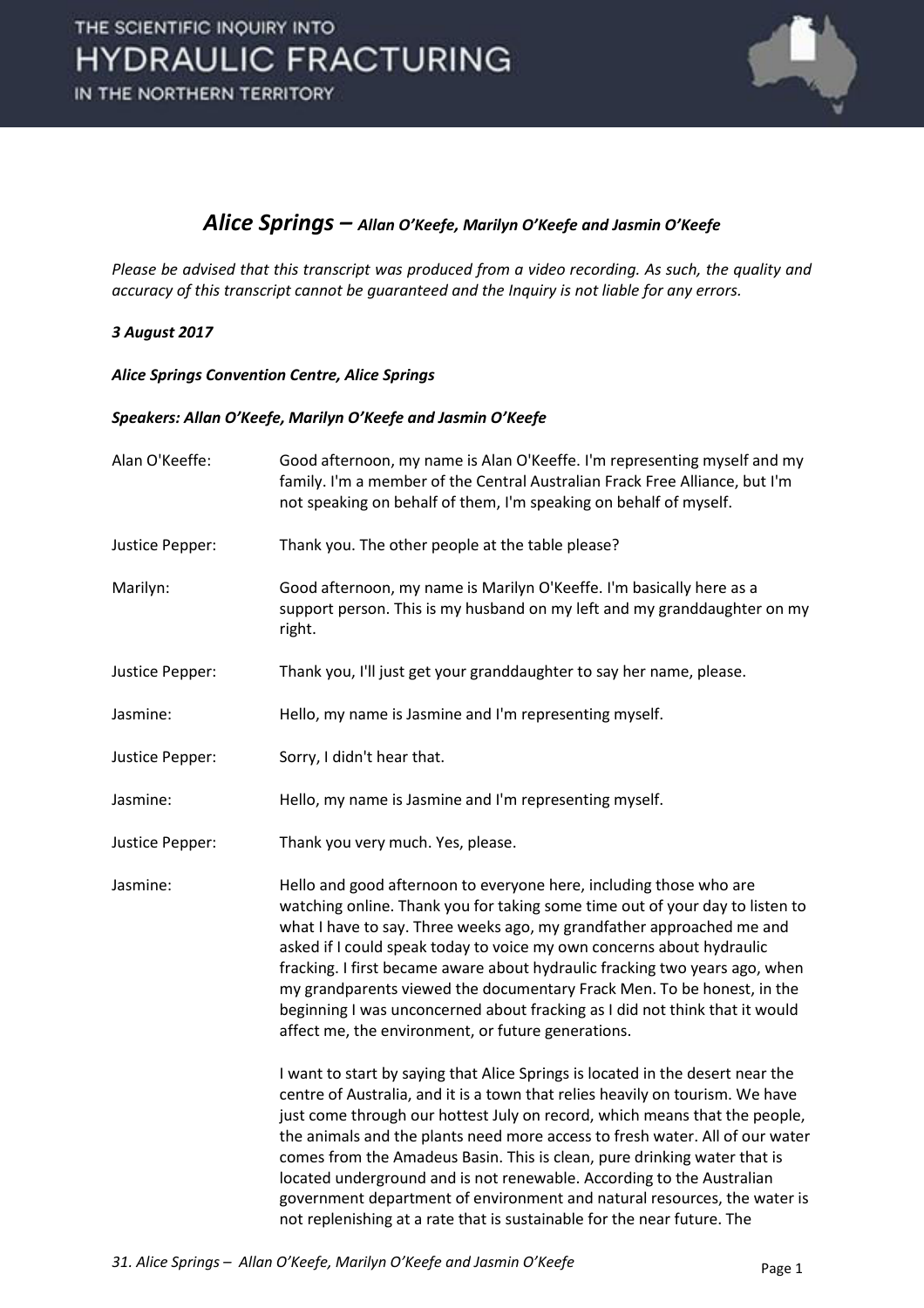## *Alice Springs – Allan O'Keefe, Marilyn O'Keefe and Jasmin O'Keefe*

*Please be advised that this transcript was produced from a video recording. As such, the quality and accuracy of this transcript cannot be guaranteed and the Inquiry is not liable for any errors.*

***3 August 2017***

***Alice Springs Convention Centre, Alice Springs***

***Speakers: Allan O'Keefe, Marilyn O'Keefe and Jasmin O'Keefe***

Alan O'Keeffe: Good afternoon, my name is Alan O'Keeffe. I'm representing myself and my family. I'm a member of the Central Australian Frack Free Alliance, but I'm not speaking on behalf of them, I'm speaking on behalf of myself.

Justice Pepper: Thank you. The other people at the table please?

Marilyn: Good afternoon, my name is Marilyn O'Keeffe. I'm basically here as a support person. This is my husband on my left and my granddaughter on my right.

Justice Pepper: Thank you, I'll just get your granddaughter to say her name, please.

Jasmine: Hello, my name is Jasmine and I'm representing myself.

Justice Pepper: Sorry, I didn't hear that.

Jasmine: Hello, my name is Jasmine and I'm representing myself.

Justice Pepper: Thank you very much. Yes, please.

Jasmine: Hello and good afternoon to everyone here, including those who are watching online. Thank you for taking some time out of your day to listen to what I have to say. Three weeks ago, my grandfather approached me and asked if I could speak today to voice my own concerns about hydraulic fracking. I first became aware about hydraulic fracking two years ago, when my grandparents viewed the documentary Frack Men. To be honest, in the beginning I was unconcerned about fracking as I did not think that it would affect me, the environment, or future generations.

I want to start by saying that Alice Springs is located in the desert near the centre of Australia, and it is a town that relies heavily on tourism. We have just come through our hottest July on record, which means that the people, the animals and the plants need more access to fresh water. All of our water comes from the Amadeus Basin. This is clean, pure drinking water that is located underground and is not renewable. According to the Australian government department of environment and natural resources, the water is not replenishing at a rate that is sustainable for the near future. The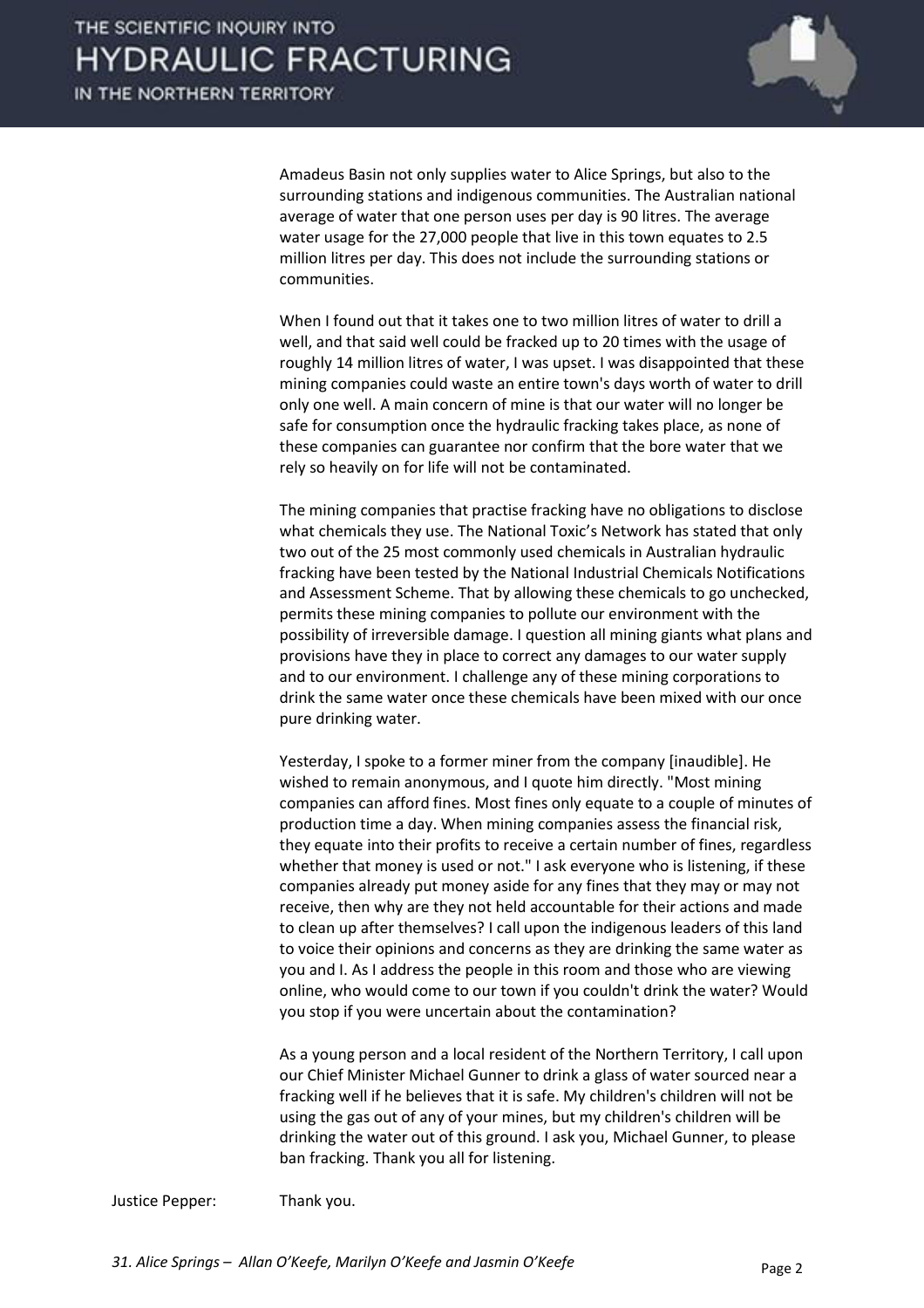Amadeus Basin not only supplies water to Alice Springs, but also to the surrounding stations and indigenous communities. The Australian national average of water that one person uses per day is 90 litres. The average water usage for the 27,000 people that live in this town equates to 2.5 million litres per day. This does not include the surrounding stations or communities.

When I found out that it takes one to two million litres of water to drill a well, and that said well could be fracked up to 20 times with the usage of roughly 14 million litres of water, I was upset. I was disappointed that these mining companies could waste an entire town's days worth of water to drill only one well. A main concern of mine is that our water will no longer be safe for consumption once the hydraulic fracking takes place, as none of these companies can guarantee nor confirm that the bore water that we rely so heavily on for life will not be contaminated.

The mining companies that practise fracking have no obligations to disclose what chemicals they use. The National Toxic's Network has stated that only two out of the 25 most commonly used chemicals in Australian hydraulic fracking have been tested by the National Industrial Chemicals Notifications and Assessment Scheme. That by allowing these chemicals to go unchecked, permits these mining companies to pollute our environment with the possibility of irreversible damage. I question all mining giants what plans and provisions have they in place to correct any damages to our water supply and to our environment. I challenge any of these mining corporations to drink the same water once these chemicals have been mixed with our once pure drinking water.

Yesterday, I spoke to a former miner from the company [inaudible]. He wished to remain anonymous, and I quote him directly. "Most mining companies can afford fines. Most fines only equate to a couple of minutes of production time a day. When mining companies assess the financial risk, they equate into their profits to receive a certain number of fines, regardless whether that money is used or not." I ask everyone who is listening, if these companies already put money aside for any fines that they may or may not receive, then why are they not held accountable for their actions and made to clean up after themselves? I call upon the indigenous leaders of this land to voice their opinions and concerns as they are drinking the same water as you and I. As I address the people in this room and those who are viewing online, who would come to our town if you couldn't drink the water? Would you stop if you were uncertain about the contamination?

As a young person and a local resident of the Northern Territory, I call upon our Chief Minister Michael Gunner to drink a glass of water sourced near a fracking well if he believes that it is safe. My children's children will not be using the gas out of any of your mines, but my children's children will be drinking the water out of this ground. I ask you, Michael Gunner, to please ban fracking. Thank you all for listening.

Justice Pepper: Thank you.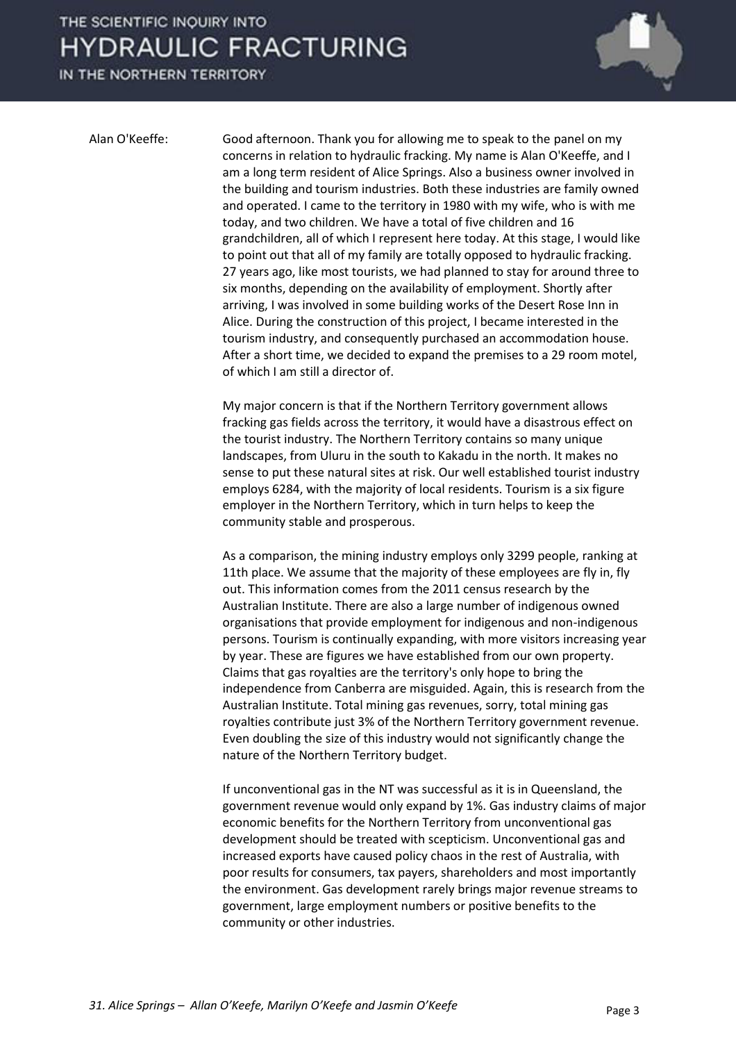Alan O'Keeffe: Good afternoon. Thank you for allowing me to speak to the panel on my concerns in relation to hydraulic fracking. My name is Alan O'Keeffe, and I am a long term resident of Alice Springs. Also a business owner involved in the building and tourism industries. Both these industries are family owned and operated. I came to the territory in 1980 with my wife, who is with me today, and two children. We have a total of five children and 16 grandchildren, all of which I represent here today. At this stage, I would like to point out that all of my family are totally opposed to hydraulic fracking. 27 years ago, like most tourists, we had planned to stay for around three to six months, depending on the availability of employment. Shortly after arriving, I was involved in some building works of the Desert Rose Inn in Alice. During the construction of this project, I became interested in the tourism industry, and consequently purchased an accommodation house. After a short time, we decided to expand the premises to a 29 room motel, of which I am still a director of.

My major concern is that if the Northern Territory government allows fracking gas fields across the territory, it would have a disastrous effect on the tourist industry. The Northern Territory contains so many unique landscapes, from Uluru in the south to Kakadu in the north. It makes no sense to put these natural sites at risk. Our well established tourist industry employs 6284, with the majority of local residents. Tourism is a six figure employer in the Northern Territory, which in turn helps to keep the community stable and prosperous.

As a comparison, the mining industry employs only 3299 people, ranking at 11th place. We assume that the majority of these employees are fly in, fly out. This information comes from the 2011 census research by the Australian Institute. There are also a large number of indigenous owned organisations that provide employment for indigenous and non-indigenous persons. Tourism is continually expanding, with more visitors increasing year by year. These are figures we have established from our own property. Claims that gas royalties are the territory's only hope to bring the independence from Canberra are misguided. Again, this is research from the Australian Institute. Total mining gas revenues, sorry, total mining gas royalties contribute just 3% of the Northern Territory government revenue. Even doubling the size of this industry would not significantly change the nature of the Northern Territory budget.

If unconventional gas in the NT was successful as it is in Queensland, the government revenue would only expand by 1%. Gas industry claims of major economic benefits for the Northern Territory from unconventional gas development should be treated with scepticism. Unconventional gas and increased exports have caused policy chaos in the rest of Australia, with poor results for consumers, tax payers, shareholders and most importantly the environment. Gas development rarely brings major revenue streams to government, large employment numbers or positive benefits to the community or other industries.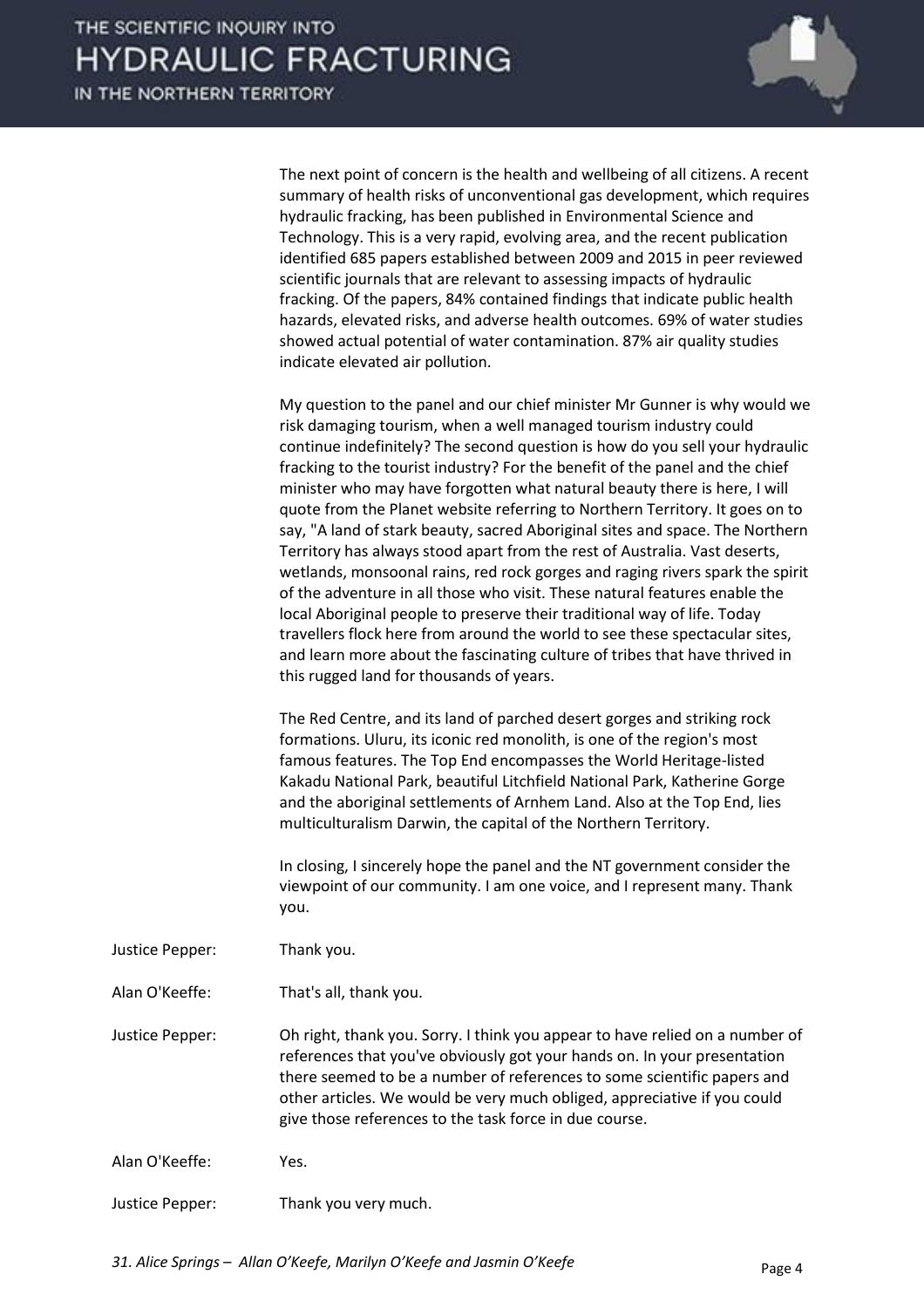The next point of concern is the health and wellbeing of all citizens. A recent summary of health risks of unconventional gas development, which requires hydraulic fracking, has been published in Environmental Science and Technology. This is a very rapid, evolving area, and the recent publication identified 685 papers established between 2009 and 2015 in peer reviewed scientific journals that are relevant to assessing impacts of hydraulic fracking. Of the papers, 84% contained findings that indicate public health hazards, elevated risks, and adverse health outcomes. 69% of water studies showed actual potential of water contamination. 87% air quality studies indicate elevated air pollution.

My question to the panel and our chief minister Mr Gunner is why would we risk damaging tourism, when a well managed tourism industry could continue indefinitely? The second question is how do you sell your hydraulic fracking to the tourist industry? For the benefit of the panel and the chief minister who may have forgotten what natural beauty there is here, I will quote from the Planet website referring to Northern Territory. It goes on to say, "A land of stark beauty, sacred Aboriginal sites and space. The Northern Territory has always stood apart from the rest of Australia. Vast deserts, wetlands, monsoonal rains, red rock gorges and raging rivers spark the spirit of the adventure in all those who visit. These natural features enable the local Aboriginal people to preserve their traditional way of life. Today travellers flock here from around the world to see these spectacular sites, and learn more about the fascinating culture of tribes that have thrived in this rugged land for thousands of years.

The Red Centre, and its land of parched desert gorges and striking rock formations. Uluru, its iconic red monolith, is one of the region's most famous features. The Top End encompasses the World Heritage-listed Kakadu National Park, beautiful Litchfield National Park, Katherine Gorge and the aboriginal settlements of Arnhem Land. Also at the Top End, lies multiculturalism Darwin, the capital of the Northern Territory.

In closing, I sincerely hope the panel and the NT government consider the viewpoint of our community. I am one voice, and I represent many. Thank you.

Justice Pepper: Thank you.

Alan O'Keeffe: That's all, thank you.

Justice Pepper: Oh right, thank you. Sorry. I think you appear to have relied on a number of references that you've obviously got your hands on. In your presentation there seemed to be a number of references to some scientific papers and other articles. We would be very much obliged, appreciative if you could give those references to the task force in due course.

Alan O'Keeffe: Yes.

Justice Pepper: Thank you very much.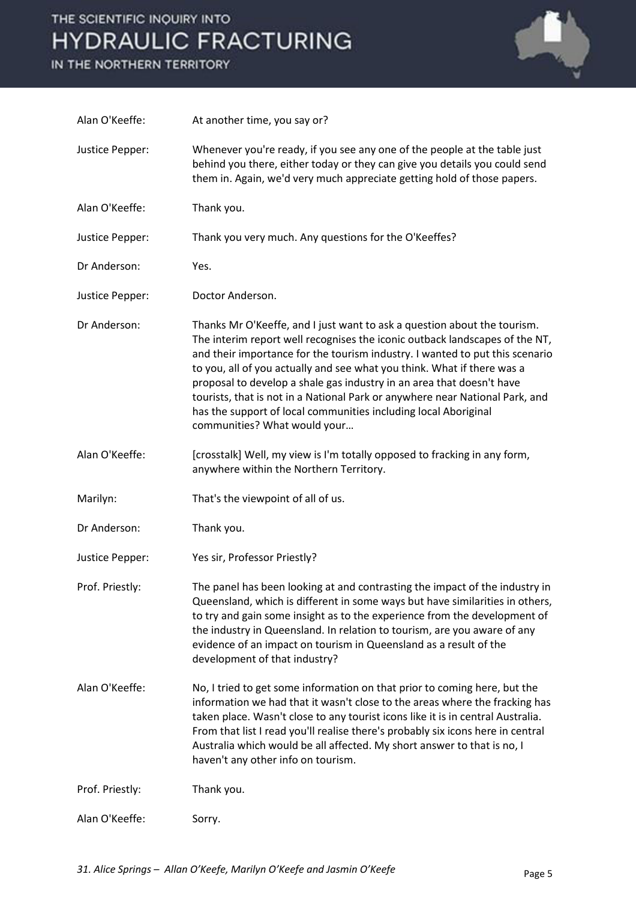| | |
|---|---|
| Alan O'Keeffe: | At another time, you say or? |
| Justice Pepper: | Whenever you're ready, if you see any one of the people at the table just behind you there, either today or they can give you details you could send them in. Again, we'd very much appreciate getting hold of those papers. |
| Alan O'Keeffe: | Thank you. |
| Justice Pepper: | Thank you very much. Any questions for the O'Keeffes? |
| Dr Anderson: | Yes. |
| Justice Pepper: | Doctor Anderson. |
| Dr Anderson: | Thanks Mr O'Keeffe, and I just want to ask a question about the tourism. The interim report well recognises the iconic outback landscapes of the NT, and their importance for the tourism industry. I wanted to put this scenario to you, all of you actually and see what you think. What if there was a proposal to develop a shale gas industry in an area that doesn't have tourists, that is not in a National Park or anywhere near National Park, and has the support of local communities including local Aboriginal communities? What would your… |
| Alan O'Keeffe: | [crosstalk] Well, my view is I'm totally opposed to fracking in any form, anywhere within the Northern Territory. |
| Marilyn: | That's the viewpoint of all of us. |
| Dr Anderson: | Thank you. |
| Justice Pepper: | Yes sir, Professor Priestly? |
| Prof. Priestly: | The panel has been looking at and contrasting the impact of the industry in Queensland, which is different in some ways but have similarities in others, to try and gain some insight as to the experience from the development of the industry in Queensland. In relation to tourism, are you aware of any evidence of an impact on tourism in Queensland as a result of the development of that industry? |
| Alan O'Keeffe: | No, I tried to get some information on that prior to coming here, but the information we had that it wasn't close to the areas where the fracking has taken place. Wasn't close to any tourist icons like it is in central Australia. From that list I read you'll realise there's probably six icons here in central Australia which would be all affected. My short answer to that is no, I haven't any other info on tourism. |
| Prof. Priestly: | Thank you. |
| Alan O'Keeffe: | Sorry. |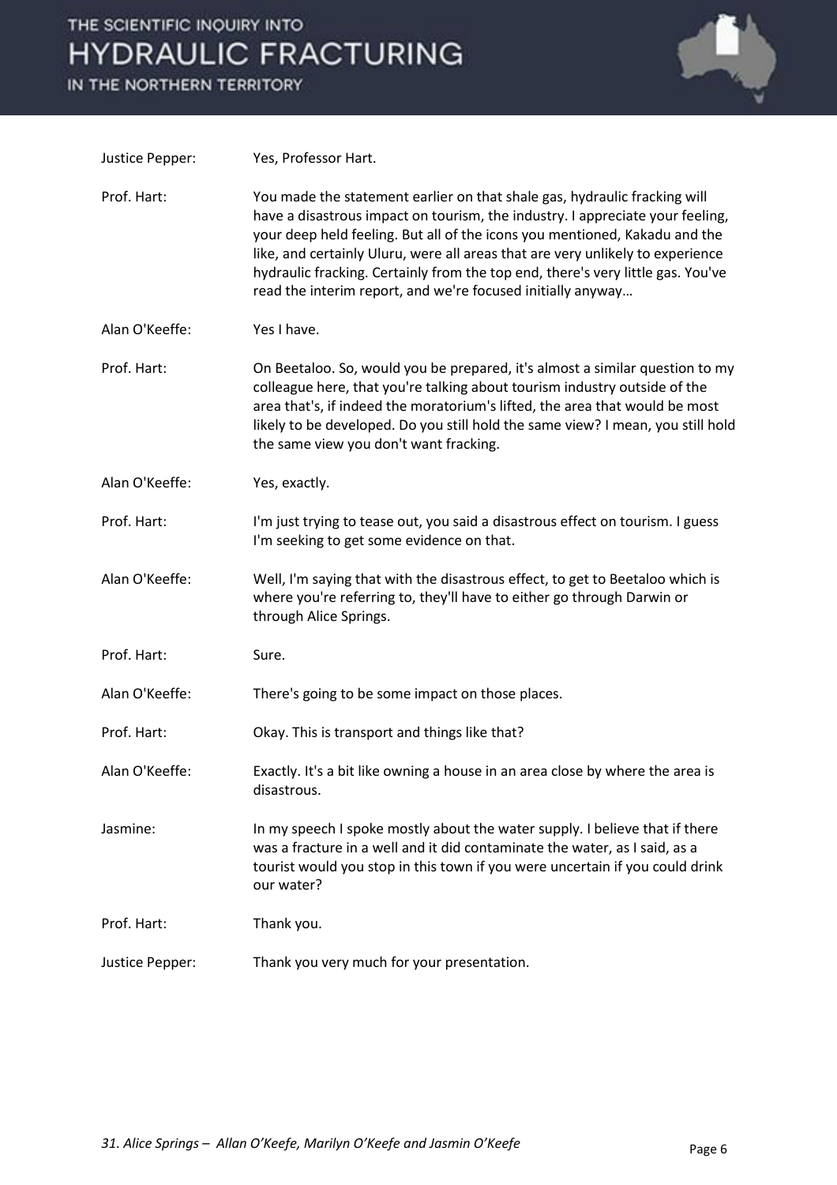Justice Pepper: Yes, Professor Hart.

Prof. Hart: You made the statement earlier on that shale gas, hydraulic fracking will have a disastrous impact on tourism, the industry. I appreciate your feeling, your deep held feeling. But all of the icons you mentioned, Kakadu and the like, and certainly Uluru, were all areas that are very unlikely to experience hydraulic fracking. Certainly from the top end, there's very little gas. You've read the interim report, and we're focused initially anyway…

Alan O'Keeffe: Yes I have.

Prof. Hart: On Beetaloo. So, would you be prepared, it's almost a similar question to my colleague here, that you're talking about tourism industry outside of the area that's, if indeed the moratorium's lifted, the area that would be most likely to be developed. Do you still hold the same view? I mean, you still hold the same view you don't want fracking.

Alan O'Keeffe: Yes, exactly.

Prof. Hart: I'm just trying to tease out, you said a disastrous effect on tourism. I guess I'm seeking to get some evidence on that.

Alan O'Keeffe: Well, I'm saying that with the disastrous effect, to get to Beetaloo which is where you're referring to, they'll have to either go through Darwin or through Alice Springs.

Prof. Hart: Sure.

Alan O'Keeffe: There's going to be some impact on those places.

Prof. Hart: Okay. This is transport and things like that?

Alan O'Keeffe: Exactly. It's a bit like owning a house in an area close by where the area is disastrous.

Jasmine: In my speech I spoke mostly about the water supply. I believe that if there was a fracture in a well and it did contaminate the water, as I said, as a tourist would you stop in this town if you were uncertain if you could drink our water?

Prof. Hart: Thank you.

Justice Pepper: Thank you very much for your presentation.